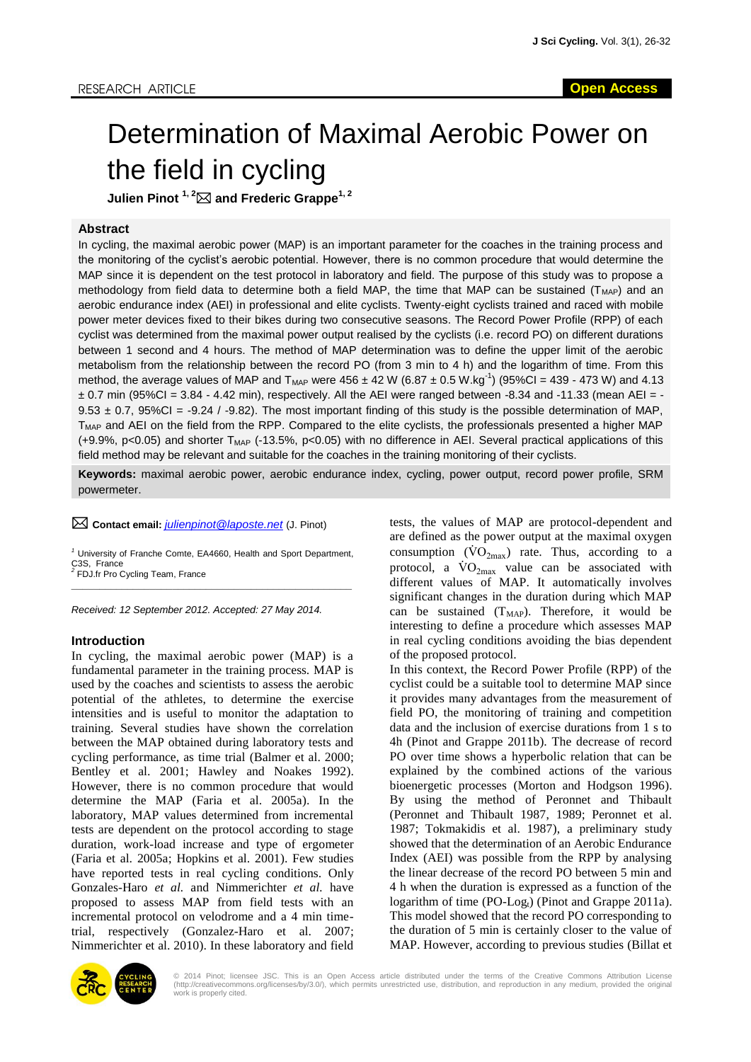RESEARCH ARTICLE

Open Access

# Determination of Maximal Aerobic Power on the field in cycling

**Julien Pinot [1, 2] and Frederic Grappe[1, 2]**

## Abstract

In cycling, the maximal aerobic power (MAP) is an important parameter for the coaches in the training process and the monitoring of the cyclist's aerobic potential. However, there is no common procedure that would determine the MAP since it is dependent on the test protocol in laboratory and field. The purpose of this study was to propose a methodology from field data to determine both a field MAP, the time that MAP can be sustained ($T_{MAP}$) and an aerobic endurance index (AEI) in professional and elite cyclists. Twenty-eight cyclists trained and raced with mobile power meter devices fixed to their bikes during two consecutive seasons. The Record Power Profile (RPP) of each cyclist was determined from the maximal power output realised by the cyclists (i.e. record PO) on different durations between 1 second and 4 hours. The method of MAP determination was to define the upper limit of the aerobic metabolism from the relationship between the record PO (from 3 min to 4 h) and the logarithm of time. From this method, the average values of MAP and $T_{MAP}$ were 456 ± 42 W (6.87 ± 0.5 W.kg$^{-1}$) (95%CI = 439 - 473 W) and 4.13 ± 0.7 min (95%CI = 3.84 - 4.42 min), respectively. All the AEI were ranged between -8.34 and -11.33 (mean AEI = -9.53 ± 0.7, 95%CI = -9.24 / -9.82). The most important finding of this study is the possible determination of MAP, $T_{MAP}$ and AEI on the field from the RPP. Compared to the elite cyclists, the professionals presented a higher MAP (+9.9%, $p<0.05$) and shorter $T_{MAP}$ (-13.5%, $p<0.05$) with no difference in AEI. Several practical applications of this field method may be relevant and suitable for the coaches in the training monitoring of their cyclists.

**Keywords:** maximal aerobic power, aerobic endurance index, cycling, power output, record power profile, SRM powermeter.

**Contact email:** *julienpinot@laposte.net* (J. Pinot)

[1] University of Franche Comte, EA4660, Health and Sport Department, C3S, France
[2] FDJ.fr Pro Cycling Team, France

*Received: 12 September 2012. Accepted: 27 May 2014.*

## Introduction

In cycling, the maximal aerobic power (MAP) is a fundamental parameter in the training process. MAP is used by the coaches and scientists to assess the aerobic potential of the athletes, to determine the exercise intensities and is useful to monitor the adaptation to training. Several studies have shown the correlation between the MAP obtained during laboratory tests and cycling performance, as time trial (Balmer et al. 2000; Bentley et al. 2001; Hawley and Noakes 1992). However, there is no common procedure that would determine the MAP (Faria et al. 2005a). In the laboratory, MAP values determined from incremental tests are dependent on the protocol according to stage duration, work-load increase and type of ergometer (Faria et al. 2005a; Hopkins et al. 2001). Few studies have reported tests in real cycling conditions. Only Gonzales-Haro *et al.* and Nimmerichter *et al.* have proposed to assess MAP from field tests with an incremental protocol on velodrome and a 4 min time-trial, respectively (Gonzalez-Haro et al. 2007; Nimmerichter et al. 2010). In these laboratory and field tests, the values of MAP are protocol-dependent and are defined as the power output at the maximal oxygen consumption ($\dot{V}O_{2max}$) rate. Thus, according to a protocol, a $\dot{V}O_{2max}$ value can be associated with different values of MAP. It automatically involves significant changes in the duration during which MAP can be sustained ($T_{MAP}$). Therefore, it would be interesting to define a procedure which assesses MAP in real cycling conditions avoiding the bias dependent of the proposed protocol.

In this context, the Record Power Profile (RPP) of the cyclist could be a suitable tool to determine MAP since it provides many advantages from the measurement of field PO, the monitoring of training and competition data and the inclusion of exercise durations from 1 s to 4h (Pinot and Grappe 2011b). The decrease of record PO over time shows a hyperbolic relation that can be explained by the combined actions of the various bioenergetic processes (Morton and Hodgson 1996). By using the method of Peronnet and Thibault (Peronnet and Thibault 1987, 1989; Peronnet et al. 1987; Tokmakidis et al. 1987), a preliminary study showed that the determination of an Aerobic Endurance Index (AEI) was possible from the RPP by analysing the linear decrease of the record PO between 5 min and 4 h when the duration is expressed as a function of the logarithm of time (PO-$Log_t$) (Pinot and Grappe 2011a). This model showed that the record PO corresponding to the duration of 5 min is certainly closer to the value of MAP. However, according to previous studies (Billat et

© 2014 Pinot; licensee JSC. This is an Open Access article distributed under the terms of the Creative Commons Attribution License (http://creativecommons.org/licenses/by/3.0/), which permits unrestricted use, distribution, and reproduction in any medium, provided the original work is properly cited.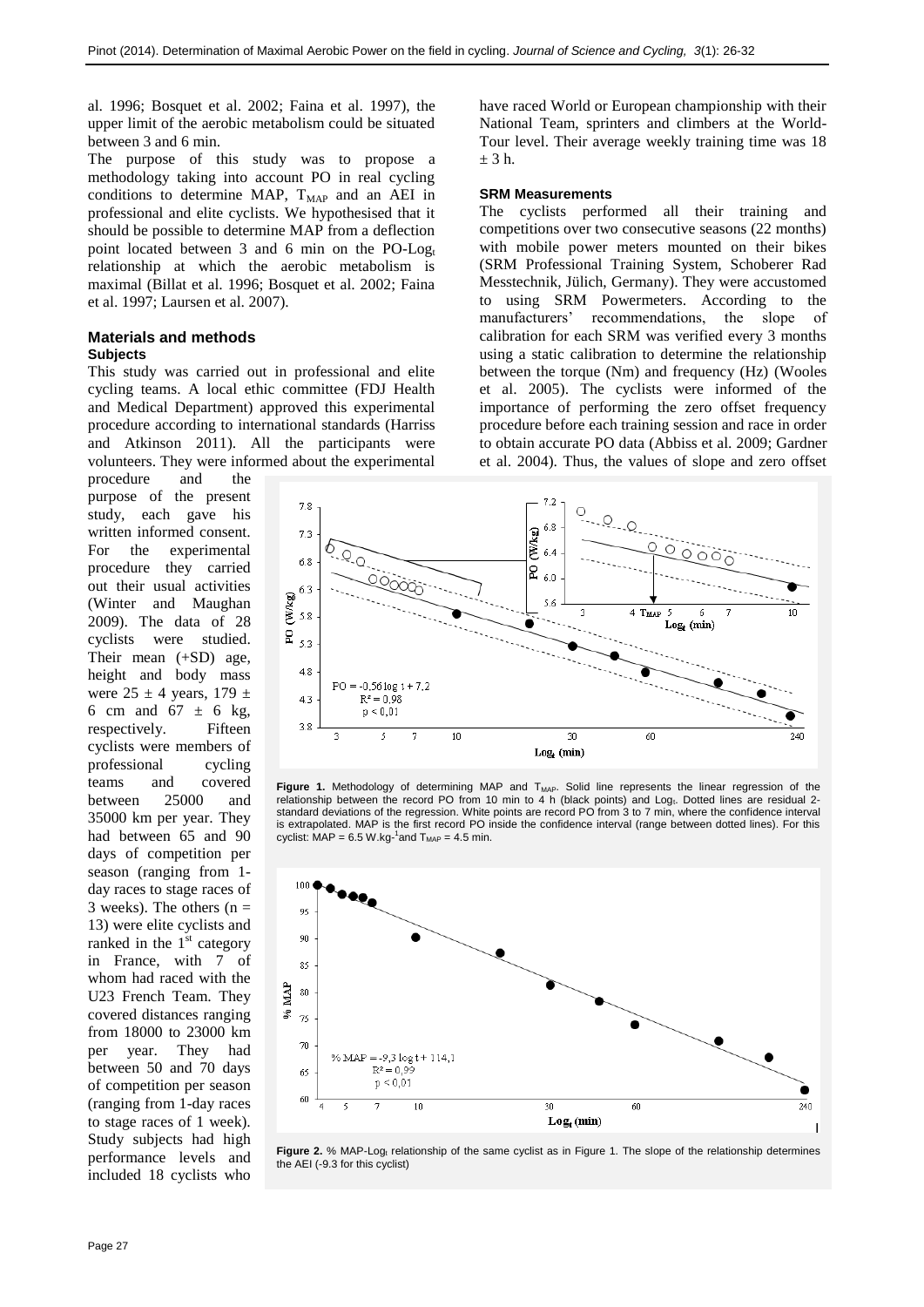al. 1996; Bosquet et al. 2002; Faina et al. 1997), the upper limit of the aerobic metabolism could be situated between 3 and 6 min.

The purpose of this study was to propose a methodology taking into account PO in real cycling conditions to determine MAP, $T_{MAP}$ and an AEI in professional and elite cyclists. We hypothesised that it should be possible to determine MAP from a deflection point located between 3 and 6 min on the PO-$Log_t$ relationship at which the aerobic metabolism is maximal (Billat et al. 1996; Bosquet et al. 2002; Faina et al. 1997; Laursen et al. 2007).

## Materials and methods

### Subjects

This study was carried out in professional and elite cycling teams. A local ethic committee (FDJ Health and Medical Department) approved this experimental procedure according to international standards (Harriss and Atkinson 2011). All the participants were volunteers. They were informed about the experimental procedure and the purpose of the present study, each gave his written informed consent. For the experimental procedure they carried out their usual activities (Winter and Maughan 2009). The data of 28 cyclists were studied. Their mean (+SD) age, height and body mass were 25 ± 4 years, 179 ± 6 cm and 67 ± 6 kg, respectively. Fifteen cyclists were members of professional cycling teams and covered between 25000 and 35000 km per year. They had between 65 and 90 days of competition per season (ranging from 1-day races to stage races of 3 weeks). The others (n = 13) were elite cyclists and ranked in the 1st category in France, with 7 of whom had raced with the U23 French Team. They covered distances ranging from 18000 to 23000 km per year. They had between 50 and 70 days of competition per season (ranging from 1-day races to stage races of 1 week). Study subjects had high performance levels and included 18 cyclists who have raced World or European championship with their National Team, sprinters and climbers at the World-Tour level. Their average weekly training time was 18 ± 3 h.

### SRM Measurements

The cyclists performed all their training and competitions over two consecutive seasons (22 months) with mobile power meters mounted on their bikes (SRM Professional Training System, Schoberer Rad Messtechnik, Jülich, Germany). They were accustomed to using SRM Powermeters. According to the manufacturers' recommendations, the slope of calibration for each SRM was verified every 3 months using a static calibration to determine the relationship between the torque (Nm) and frequency (Hz) (Wooles et al. 2005). The cyclists were informed of the importance of performing the zero offset frequency procedure before each training session and race in order to obtain accurate PO data (Abbiss et al. 2009; Gardner et al. 2004). Thus, the values of slope and zero offset

**Figure 1.** Methodology of determining MAP and $T_{MAP}$. Solid line represents the linear regression of the relationship between the record PO from 10 min to 4 h (black points) and $Log_t$. Dotted lines are residual 2-standard deviations of the regression. White points are record PO from 3 to 7 min, where the confidence interval is extrapolated. MAP is the first record PO inside the confidence interval (range between dotted lines). For this cyclist: MAP = 6.5 W.kg$^{-1}$ and $T_{MAP}$ = 4.5 min.

**Figure 2.** % MAP-$Log_t$ relationship of the same cyclist as in Figure 1. The slope of the relationship determines the AEI (-9.3 for this cyclist)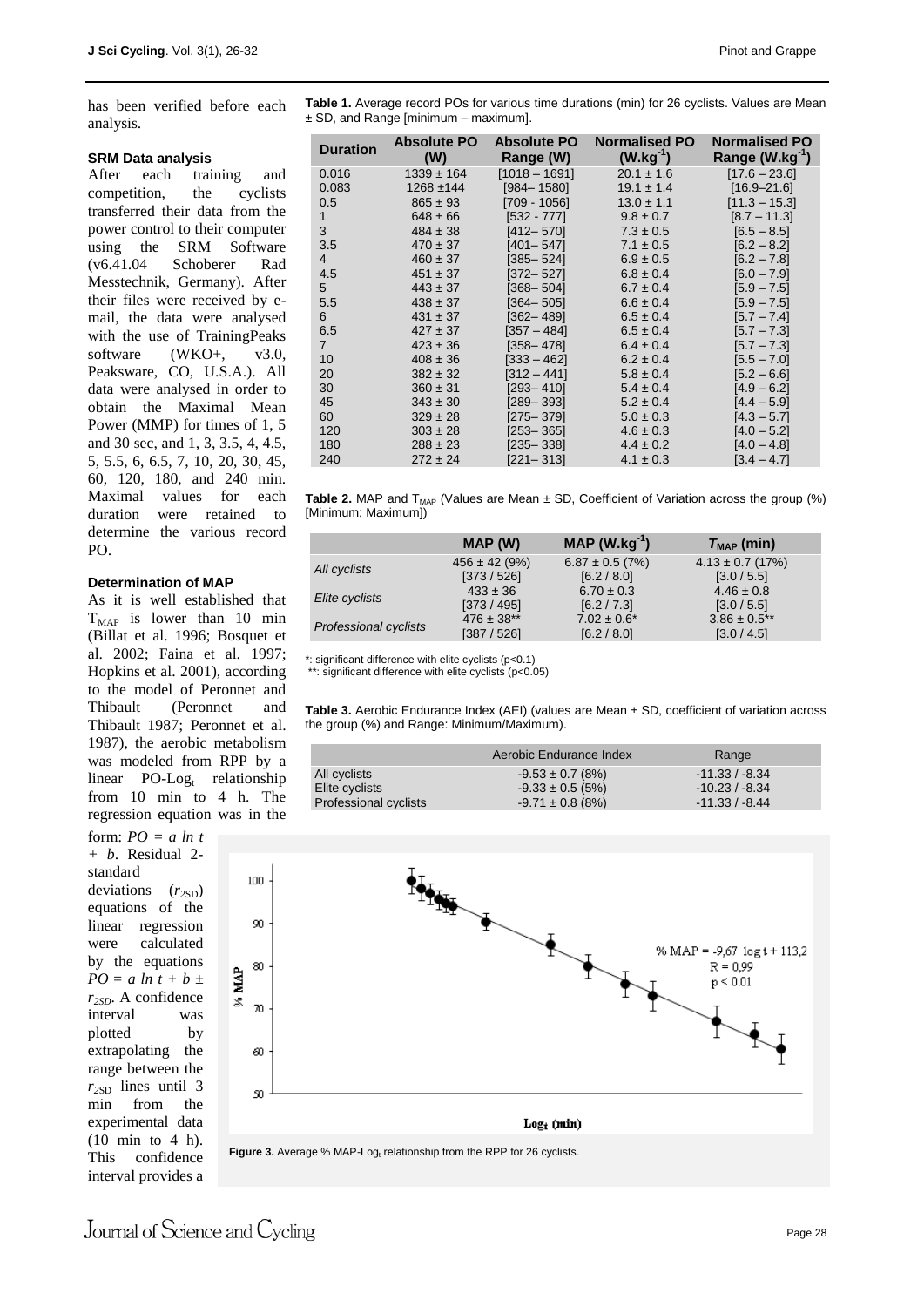has been verified before each analysis.

### SRM Data analysis

After each training and competition, the cyclists transferred their data from the power control to their computer using the SRM Software (v6.41.04 Schoberer Rad Messtechnik, Germany). After their files were received by e-mail, the data were analysed with the use of TrainingPeaks software (WKO+, v3.0, Peaksware, CO, U.S.A.). All data were analysed in order to obtain the Maximal Mean Power (MMP) for times of 1, 5 and 30 sec, and 1, 3, 3.5, 4, 4.5, 5, 5.5, 6, 6.5, 7, 10, 20, 30, 45, 60, 120, 180, and 240 min. Maximal values for each duration were retained to determine the various record PO.

### Determination of MAP

As it is well established that $T_{MAP}$ is lower than 10 min (Billat et al. 1996; Bosquet et al. 2002; Faina et al. 1997; Hopkins et al. 2001), according to the model of Peronnet and Thibault (Peronnet and Thibault 1987; Peronnet et al. 1987), the aerobic metabolism was modeled from RPP by a linear PO-Log$_t$ relationship from 10 min to 4 h. The regression equation was in the form: $PO = a \ln t + b$. Residual 2-standard deviations ($r_{2SD}$) equations of the linear regression were calculated by the equations $PO = a \ln t + b \pm r_{2SD}$. A confidence interval was plotted by extrapolating the range between the $r_{2SD}$ lines until 3 min from the experimental data (10 min to 4 h). This confidence interval provides a

**Table 1.** Average record POs for various time durations (min) for 26 cyclists. Values are Mean ± SD, and Range [minimum – maximum].

| Duration | Absolute PO (W) | Absolute PO Range (W) | Normalised PO ($W.kg^{-1}$) | Normalised PO Range ($W.kg^{-1}$) |
|---|---|---|---|---|
| 0.016 | 1339 ± 164 | [1018 – 1691] | 20.1 ± 1.6 | [17.6 – 23.6] |
| 0.083 | 1268 ±144 | [984– 1580] | 19.1 ± 1.4 | [16.9–21.6] |
| 0.5 | 865 ± 93 | [709 - 1056] | 13.0 ± 1.1 | [11.3 – 15.3] |
| 1 | 648 ± 66 | [532 - 777] | 9.8 ± 0.7 | [8.7 – 11.3] |
| 3 | 484 ± 38 | [412– 570] | 7.3 ± 0.5 | [6.5 – 8.5] |
| 3.5 | 470 ± 37 | [401– 547] | 7.1 ± 0.5 | [6.2 – 8.2] |
| 4 | 460 ± 37 | [385– 524] | 6.9 ± 0.5 | [6.2 – 7.8] |
| 4.5 | 451 ± 37 | [372– 527] | 6.8 ± 0.4 | [6.0 – 7.9] |
| 5 | 443 ± 37 | [368– 504] | 6.7 ± 0.4 | [5.9 – 7.5] |
| 5.5 | 438 ± 37 | [364– 505] | 6.6 ± 0.4 | [5.9 – 7.5] |
| 6 | 431 ± 37 | [362– 489] | 6.5 ± 0.4 | [5.7 – 7.4] |
| 6.5 | 427 ± 37 | [357 – 484] | 6.5 ± 0.4 | [5.7 – 7.3] |
| 7 | 423 ± 36 | [358– 478] | 6.4 ± 0.4 | [5.7 – 7.3] |
| 10 | 408 ± 36 | [333 – 462] | 6.2 ± 0.4 | [5.5 – 7.0] |
| 20 | 382 ± 32 | [312 – 441] | 5.8 ± 0.4 | [5.2 – 6.6] |
| 30 | 360 ± 31 | [293– 410] | 5.4 ± 0.4 | [4.9 – 6.2] |
| 45 | 343 ± 30 | [289– 393] | 5.2 ± 0.4 | [4.4 – 5.9] |
| 60 | 329 ± 28 | [275– 379] | 5.0 ± 0.3 | [4.3 – 5.7] |
| 120 | 303 ± 28 | [253– 365] | 4.6 ± 0.3 | [4.0 – 5.2] |
| 180 | 288 ± 23 | [235– 338] | 4.4 ± 0.2 | [4.0 – 4.8] |
| 240 | 272 ± 24 | [221– 313] | 4.1 ± 0.3 | [3.4 – 4.7] |

**Table 2.** MAP and $T_{MAP}$ (Values are Mean ± SD, Coefficient of Variation across the group (%) [Minimum; Maximum])

| | MAP (W) | MAP ($W.kg^{-1}$) | $T_{MAP}$ (min) |
|---|---|---|---|
| *All cyclists* | 456 ± 42 (9%) [373 / 526] | 6.87 ± 0.5 (7%) [6.2 / 8.0] | 4.13 ± 0.7 (17%) [3.0 / 5.5] |
| *Elite cyclists* | 433 ± 36 [373 / 495] | 6.70 ± 0.3 [6.2 / 7.3] | 4.46 ± 0.8 [3.0 / 5.5] |
| *Professional cyclists* | 476 ± 38** [387 / 526] | 7.02 ± 0.6* [6.2 / 8.0] | 3.86 ± 0.5** [3.0 / 4.5] |

*: significant difference with elite cyclists ($p<0.1$)
**: significant difference with elite cyclists ($p<0.05$)

**Table 3.** Aerobic Endurance Index (AEI) (values are Mean ± SD, coefficient of variation across the group (%) and Range: Minimum/Maximum).

| | Aerobic Endurance Index | Range |
|---|---|---|
| All cyclists | -9.53 ± 0.7 (8%) | -11.33 / -8.34 |
| Elite cyclists | -9.33 ± 0.5 (5%) | -10.23 / -8.34 |
| Professional cyclists | -9.71 ± 0.8 (8%) | -11.33 / -8.44 |

**Figure 3.** Average % MAP-Log$_t$ relationship from the RPP for 26 cyclists.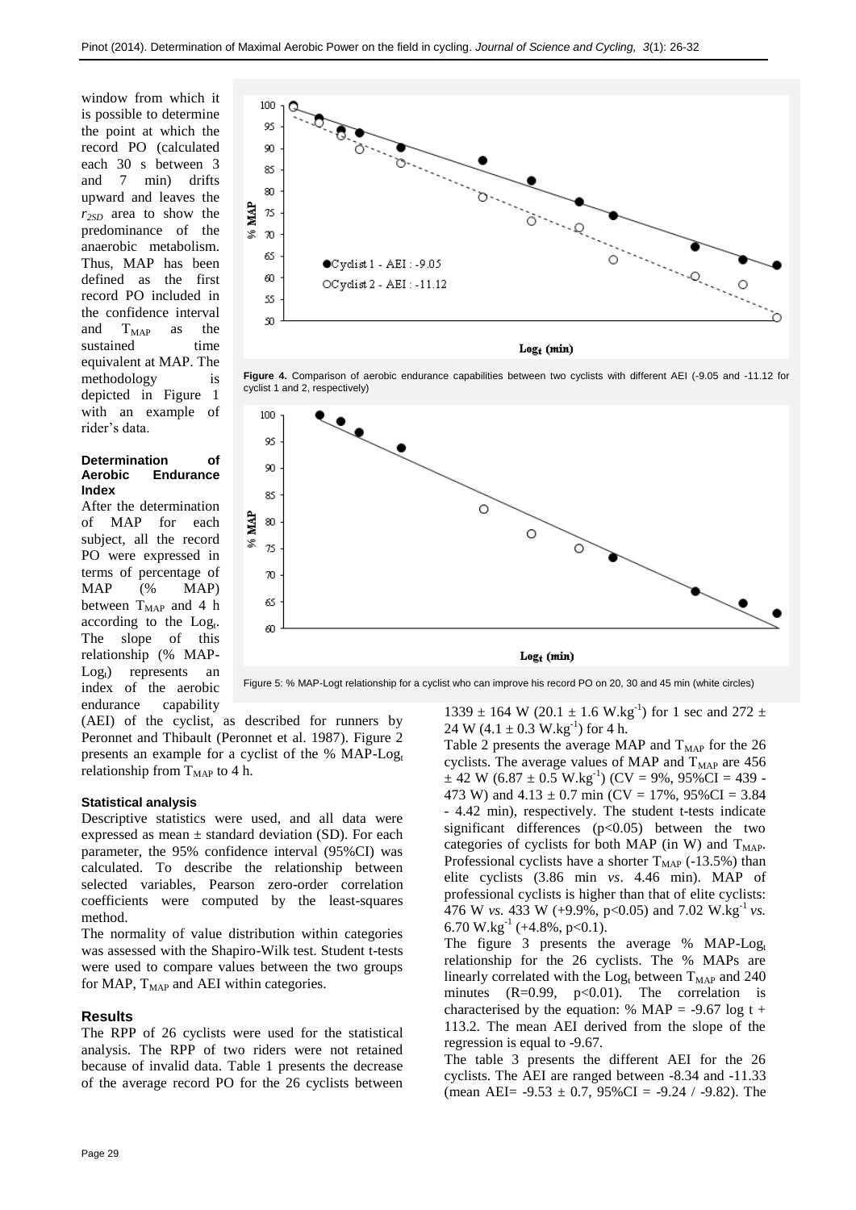window from which it is possible to determine the point at which the record PO (calculated each 30 s between 3 and 7 min) drifts upward and leaves the $r_{2SD}$ area to show the predominance of the anaerobic metabolism. Thus, MAP has been defined as the first record PO included in the confidence interval and $T_{MAP}$ as the sustained time equivalent at MAP. The methodology is depicted in Figure 1 with an example of rider's data.

**Figure 4.** Comparison of aerobic endurance capabilities between two cyclists with different AEI (-9.05 and -11.12 for cyclist 1 and 2, respectively)

Figure 5: % MAP-Logt relationship for a cyclist who can improve his record PO on 20, 30 and 45 min (white circles)

#### Determination of Aerobic Endurance Index

After the determination of MAP for each subject, all the record PO were expressed in terms of percentage of MAP (% MAP) between $T_{MAP}$ and 4 h according to the $Log_t$. The slope of this relationship (% MAP-$Log_t$) represents an index of the aerobic endurance capability (AEI) of the cyclist, as described for runners by Peronnet and Thibault (Peronnet et al. 1987). Figure 2 presents an example for a cyclist of the % MAP-$Log_t$ relationship from $T_{MAP}$ to 4 h.

#### Statistical analysis

Descriptive statistics were used, and all data were expressed as mean ± standard deviation (SD). For each parameter, the 95% confidence interval (95%CI) was calculated. To describe the relationship between selected variables, Pearson zero-order correlation coefficients were computed by the least-squares method.

The normality of value distribution within categories was assessed with the Shapiro-Wilk test. Student t-tests were used to compare values between the two groups for MAP, $T_{MAP}$ and AEI within categories.

## Results

The RPP of 26 cyclists were used for the statistical analysis. The RPP of two riders were not retained because of invalid data. Table 1 presents the decrease of the average record PO for the 26 cyclists between 1339 ± 164 W (20.1 ± 1.6 W.kg$^{-1}$) for 1 sec and 272 ± 24 W (4.1 ± 0.3 W.kg$^{-1}$) for 4 h.

Table 2 presents the average MAP and $T_{MAP}$ for the 26 cyclists. The average values of MAP and $T_{MAP}$ are 456 ± 42 W (6.87 ± 0.5 W.kg$^{-1}$) (CV = 9%, 95%CI = 439 - 473 W) and 4.13 ± 0.7 min (CV = 17%, 95%CI = 3.84 - 4.42 min), respectively. The student t-tests indicate significant differences ($p<0.05$) between the two categories of cyclists for both MAP (in W) and $T_{MAP}$. Professional cyclists have a shorter $T_{MAP}$ (-13.5%) than elite cyclists (3.86 min *vs*. 4.46 min). MAP of professional cyclists is higher than that of elite cyclists: 476 W *vs.* 433 W (+9.9%, $p<0.05$) and 7.02 W.kg$^{-1}$ *vs.* 6.70 W.kg$^{-1}$ (+4.8%, $p<0.1$).

The figure 3 presents the average % MAP-$Log_t$ relationship for the 26 cyclists. The % MAPs are linearly correlated with the $Log_t$ between $T_{MAP}$ and 240 minutes ($R=0.99$, $p<0.01$). The correlation is characterised by the equation: % MAP = -9.67 log t + 113.2. The mean AEI derived from the slope of the regression is equal to -9.67.

The table 3 presents the different AEI for the 26 cyclists. The AEI are ranged between -8.34 and -11.33 (mean AEI= -9.53 ± 0.7, 95%CI = -9.24 / -9.82). The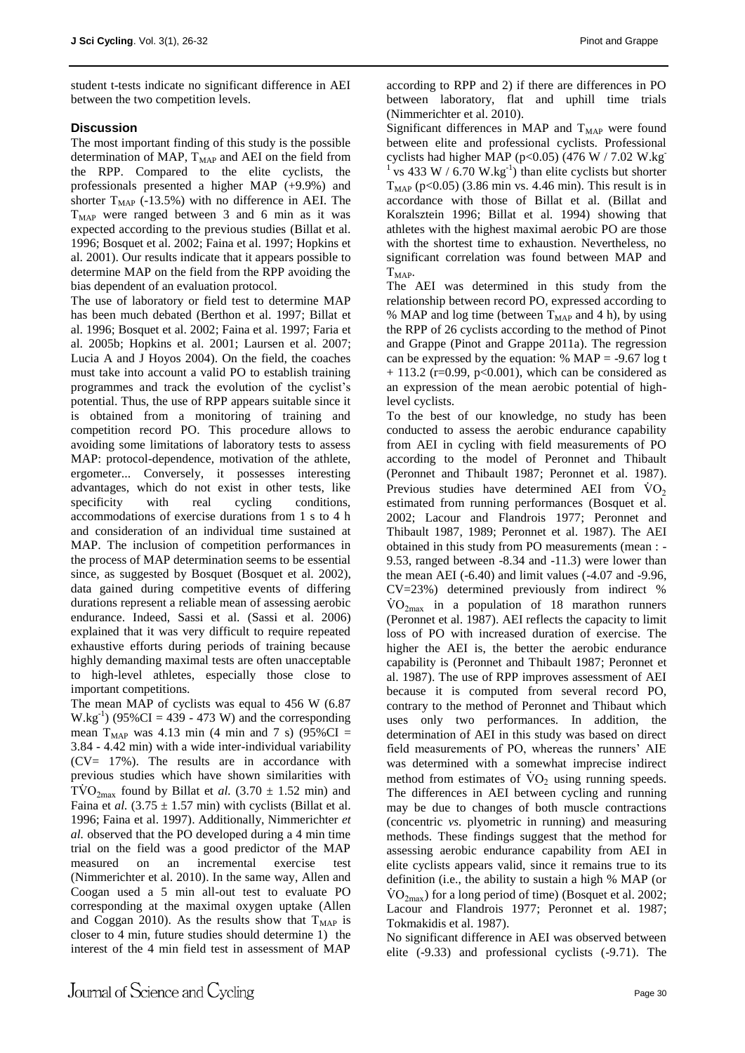student t-tests indicate no significant difference in AEI between the two competition levels.

## Discussion

The most important finding of this study is the possible determination of MAP, $T_{MAP}$ and AEI on the field from the RPP. Compared to the elite cyclists, the professionals presented a higher MAP (+9.9%) and shorter $T_{MAP}$ (-13.5%) with no difference in AEI. The $T_{MAP}$ were ranged between 3 and 6 min as it was expected according to the previous studies (Billat et al. 1996; Bosquet et al. 2002; Faina et al. 1997; Hopkins et al. 2001). Our results indicate that it appears possible to determine MAP on the field from the RPP avoiding the bias dependent of an evaluation protocol.

The use of laboratory or field test to determine MAP has been much debated (Berthon et al. 1997; Billat et al. 1996; Bosquet et al. 2002; Faina et al. 1997; Faria et al. 2005b; Hopkins et al. 2001; Laursen et al. 2007; Lucia A and J Hoyos 2004). On the field, the coaches must take into account a valid PO to establish training programmes and track the evolution of the cyclist's potential. Thus, the use of RPP appears suitable since it is obtained from a monitoring of training and competition record PO. This procedure allows to avoiding some limitations of laboratory tests to assess MAP: protocol-dependence, motivation of the athlete, ergometer... Conversely, it possesses interesting advantages, which do not exist in other tests, like specificity with real cycling conditions, accommodations of exercise durations from 1 s to 4 h and consideration of an individual time sustained at MAP. The inclusion of competition performances in the process of MAP determination seems to be essential since, as suggested by Bosquet (Bosquet et al. 2002), data gained during competitive events of differing durations represent a reliable mean of assessing aerobic endurance. Indeed, Sassi et al. (Sassi et al. 2006) explained that it was very difficult to require repeated exhaustive efforts during periods of training because highly demanding maximal tests are often unacceptable to high-level athletes, especially those close to important competitions.

The mean MAP of cyclists was equal to 456 W (6.87 $W.kg^{-1}$) (95%CI = 439 - 473 W) and the corresponding mean $T_{MAP}$ was 4.13 min (4 min and 7 s) (95%CI = 3.84 - 4.42 min) with a wide inter-individual variability (CV= 17%). The results are in accordance with previous studies which have shown similarities with $T\dot{V}O_{2max}$ found by Billat et *al.* (3.70 ± 1.52 min) and Faina et *al.* (3.75 ± 1.57 min) with cyclists (Billat et al. 1996; Faina et al. 1997). Additionally, Nimmerichter *et al.* observed that the PO developed during a 4 min time trial on the field was a good predictor of the MAP measured on an incremental exercise test (Nimmerichter et al. 2010). In the same way, Allen and Coogan used a 5 min all-out test to evaluate PO corresponding at the maximal oxygen uptake (Allen and Coggan 2010). As the results show that $T_{MAP}$ is closer to 4 min, future studies should determine 1) the interest of the 4 min field test in assessment of MAP according to RPP and 2) if there are differences in PO between laboratory, flat and uphill time trials (Nimmerichter et al. 2010).

Significant differences in MAP and $T_{MAP}$ were found between elite and professional cyclists. Professional cyclists had higher MAP ($p<0.05$) (476 W / 7.02 $W.kg^{-1}$ vs 433 W / 6.70 $W.kg^{-1}$) than elite cyclists but shorter $T_{MAP}$ ($p<0.05$) (3.86 min vs. 4.46 min). This result is in accordance with those of Billat et al. (Billat and Koralsztein 1996; Billat et al. 1994) showing that athletes with the highest maximal aerobic PO are those with the shortest time to exhaustion. Nevertheless, no significant correlation was found between MAP and $T_{MAP}$.

The AEI was determined in this study from the relationship between record PO, expressed according to % MAP and log time (between $T_{MAP}$ and 4 h), by using the RPP of 26 cyclists according to the method of Pinot and Grappe (Pinot and Grappe 2011a). The regression can be expressed by the equation: % MAP = -9.67 log t + 113.2 ($r=0.99$, $p<0.001$), which can be considered as an expression of the mean aerobic potential of high-level cyclists.

To the best of our knowledge, no study has been conducted to assess the aerobic endurance capability from AEI in cycling with field measurements of PO according to the model of Peronnet and Thibault (Peronnet and Thibault 1987; Peronnet et al. 1987). Previous studies have determined AEI from $\dot{V}O_2$ estimated from running performances (Bosquet et al. 2002; Lacour and Flandrois 1977; Peronnet and Thibault 1987, 1989; Peronnet et al. 1987). The AEI obtained in this study from PO measurements (mean : -9.53, ranged between -8.34 and -11.3) were lower than the mean AEI (-6.40) and limit values (-4.07 and -9.96, CV=23%) determined previously from indirect % $\dot{V}O_{2max}$ in a population of 18 marathon runners (Peronnet et al. 1987). AEI reflects the capacity to limit loss of PO with increased duration of exercise. The higher the AEI is, the better the aerobic endurance capability is (Peronnet and Thibault 1987; Peronnet et al. 1987). The use of RPP improves assessment of AEI because it is computed from several record PO, contrary to the method of Peronnet and Thibaut which uses only two performances. In addition, the determination of AEI in this study was based on direct field measurements of PO, whereas the runners' AIE was determined with a somewhat imprecise indirect method from estimates of $\dot{V}O_2$ using running speeds. The differences in AEI between cycling and running may be due to changes of both muscle contractions (concentric *vs.* plyometric in running) and measuring methods. These findings suggest that the method for assessing aerobic endurance capability from AEI in elite cyclists appears valid, since it remains true to its definition (i.e., the ability to sustain a high % MAP (or $\dot{V}O_{2max}$) for a long period of time) (Bosquet et al. 2002; Lacour and Flandrois 1977; Peronnet et al. 1987; Tokmakidis et al. 1987).

No significant difference in AEI was observed between elite (-9.33) and professional cyclists (-9.71). The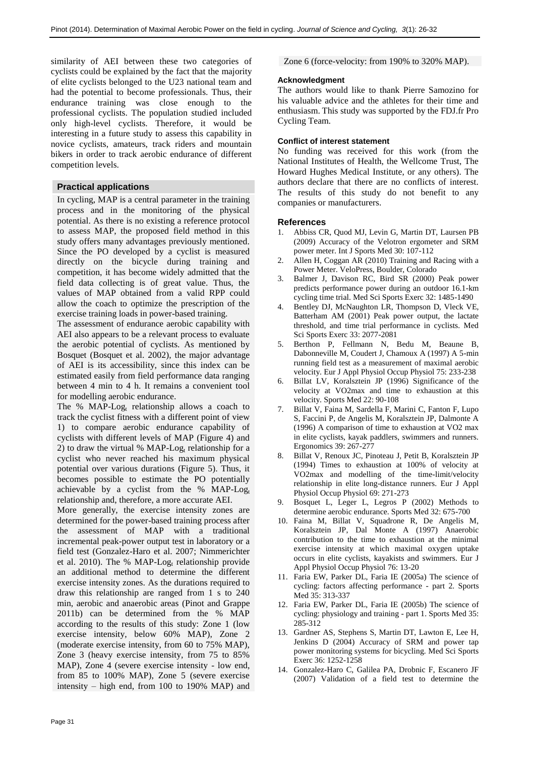similarity of AEI between these two categories of cyclists could be explained by the fact that the majority of elite cyclists belonged to the U23 national team and had the potential to become professionals. Thus, their endurance training was close enough to the professional cyclists. The population studied included only high-level cyclists. Therefore, it would be interesting in a future study to assess this capability in novice cyclists, amateurs, track riders and mountain bikers in order to track aerobic endurance of different competition levels.

## Practical applications

In cycling, MAP is a central parameter in the training process and in the monitoring of the physical potential. As there is no existing a reference protocol to assess MAP, the proposed field method in this study offers many advantages previously mentioned. Since the PO developed by a cyclist is measured directly on the bicycle during training and competition, it has become widely admitted that the field data collecting is of great value. Thus, the values of MAP obtained from a valid RPP could allow the coach to optimize the prescription of the exercise training loads in power-based training.

The assessment of endurance aerobic capability with AEI also appears to be a relevant process to evaluate the aerobic potential of cyclists. As mentioned by Bosquet (Bosquet et al. 2002), the major advantage of AEI is its accessibility, since this index can be estimated easily from field performance data ranging between 4 min to 4 h. It remains a convenient tool for modelling aerobic endurance.

The % MAP-$Log_t$ relationship allows a coach to track the cyclist fitness with a different point of view 1) to compare aerobic endurance capability of cyclists with different levels of MAP (Figure 4) and 2) to draw the virtual % MAP-$Log_t$ relationship for a cyclist who never reached his maximum physical potential over various durations (Figure 5). Thus, it becomes possible to estimate the PO potentially achievable by a cyclist from the % MAP-$Log_t$ relationship and, therefore, a more accurate AEI.

More generally, the exercise intensity zones are determined for the power-based training process after the assessment of MAP with a traditional incremental peak-power output test in laboratory or a field test (Gonzalez-Haro et al. 2007; Nimmerichter et al. 2010). The % MAP-$Log_t$ relationship provide an additional method to determine the different exercise intensity zones. As the durations required to draw this relationship are ranged from 1 s to 240 min, aerobic and anaerobic areas (Pinot and Grappe 2011b) can be determined from the % MAP according to the results of this study: Zone 1 (low exercise intensity, below 60% MAP), Zone 2 (moderate exercise intensity, from 60 to 75% MAP), Zone 3 (heavy exercise intensity, from 75 to 85% MAP), Zone 4 (severe exercise intensity - low end, from 85 to 100% MAP), Zone 5 (severe exercise intensity – high end, from 100 to 190% MAP) and Zone 6 (force-velocity: from 190% to 320% MAP).

### Acknowledgment

The authors would like to thank Pierre Samozino for his valuable advice and the athletes for their time and enthusiasm. This study was supported by the FDJ.fr Pro Cycling Team.

### Conflict of interest statement

No funding was received for this work (from the National Institutes of Health, the Wellcome Trust, The Howard Hughes Medical Institute, or any others). The authors declare that there are no conflicts of interest. The results of this study do not benefit to any companies or manufacturers.

## References

1. Abbiss CR, Quod MJ, Levin G, Martin DT, Laursen PB (2009) Accuracy of the Velotron ergometer and SRM power meter. Int J Sports Med 30: 107-112
2. Allen H, Coggan AR (2010) Training and Racing with a Power Meter. VeloPress, Boulder, Colorado
3. Balmer J, Davison RC, Bird SR (2000) Peak power predicts performance power during an outdoor 16.1-km cycling time trial. Med Sci Sports Exerc 32: 1485-1490
4. Bentley DJ, McNaughton LR, Thompson D, Vleck VE, Batterham AM (2001) Peak power output, the lactate threshold, and time trial performance in cyclists. Med Sci Sports Exerc 33: 2077-2081
5. Berthon P, Fellmann N, Bedu M, Beaune B, Dabonneville M, Coudert J, Chamoux A (1997) A 5-min running field test as a measurement of maximal aerobic velocity. Eur J Appl Physiol Occup Physiol 75: 233-238
6. Billat LV, Koralsztein JP (1996) Significance of the velocity at VO2max and time to exhaustion at this velocity. Sports Med 22: 90-108
7. Billat V, Faina M, Sardella F, Marini C, Fanton F, Lupo S, Faccini P, de Angelis M, Koralsztein JP, Dalmonte A (1996) A comparison of time to exhaustion at VO2 max in elite cyclists, kayak paddlers, swimmers and runners. Ergonomics 39: 267-277
8. Billat V, Renoux JC, Pinoteau J, Petit B, Koralsztein JP (1994) Times to exhaustion at 100% of velocity at VO2max and modelling of the time-limit/velocity relationship in elite long-distance runners. Eur J Appl Physiol Occup Physiol 69: 271-273
9. Bosquet L, Leger L, Legros P (2002) Methods to determine aerobic endurance. Sports Med 32: 675-700
10. Faina M, Billat V, Squadrone R, De Angelis M, Koralsztein JP, Dal Monte A (1997) Anaerobic contribution to the time to exhaustion at the minimal exercise intensity at which maximal oxygen uptake occurs in elite cyclists, kayakists and swimmers. Eur J Appl Physiol Occup Physiol 76: 13-20
11. Faria EW, Parker DL, Faria IE (2005a) The science of cycling: factors affecting performance - part 2. Sports Med 35: 313-337
12. Faria EW, Parker DL, Faria IE (2005b) The science of cycling: physiology and training - part 1. Sports Med 35: 285-312
13. Gardner AS, Stephens S, Martin DT, Lawton E, Lee H, Jenkins D (2004) Accuracy of SRM and power tap power monitoring systems for bicycling. Med Sci Sports Exerc 36: 1252-1258
14. Gonzalez-Haro C, Galilea PA, Drobnic F, Escanero JF (2007) Validation of a field test to determine the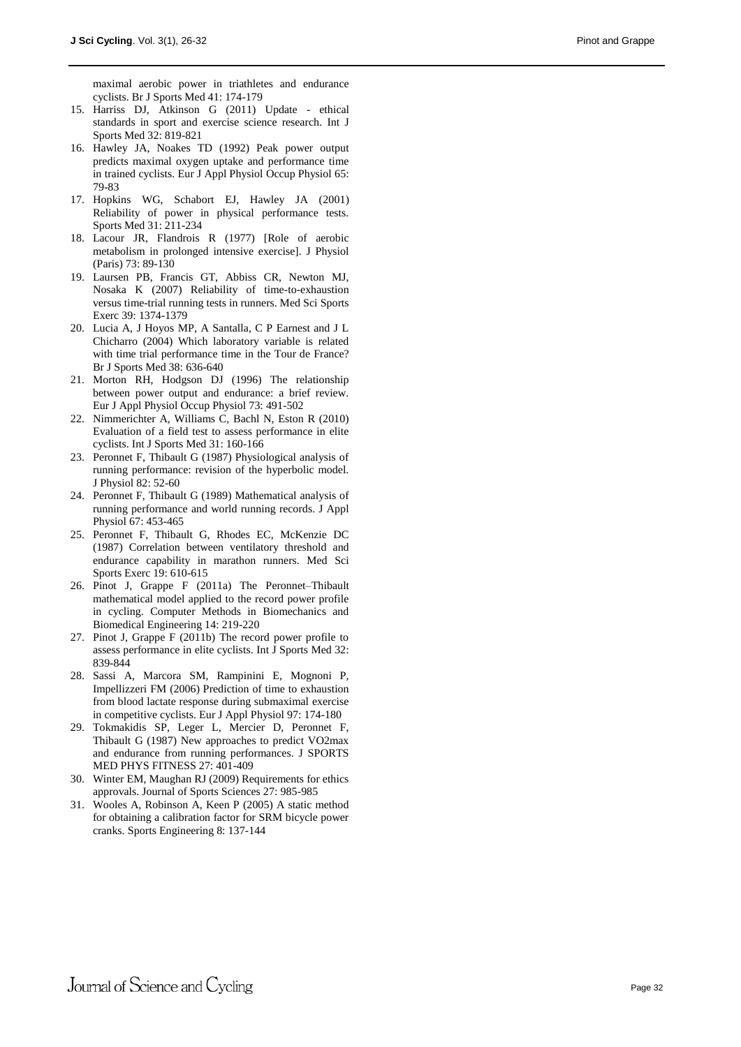maximal aerobic power in triathletes and endurance cyclists. Br J Sports Med 41: 174-179

15. Harriss DJ, Atkinson G (2011) Update - ethical standards in sport and exercise science research. Int J Sports Med 32: 819-821
16. Hawley JA, Noakes TD (1992) Peak power output predicts maximal oxygen uptake and performance time in trained cyclists. Eur J Appl Physiol Occup Physiol 65: 79-83
17. Hopkins WG, Schabort EJ, Hawley JA (2001) Reliability of power in physical performance tests. Sports Med 31: 211-234
18. Lacour JR, Flandrois R (1977) [Role of aerobic metabolism in prolonged intensive exercise]. J Physiol (Paris) 73: 89-130
19. Laursen PB, Francis GT, Abbiss CR, Newton MJ, Nosaka K (2007) Reliability of time-to-exhaustion versus time-trial running tests in runners. Med Sci Sports Exerc 39: 1374-1379
20. Lucia A, J Hoyos MP, A Santalla, C P Earnest and J L Chicharro (2004) Which laboratory variable is related with time trial performance time in the Tour de France? Br J Sports Med 38: 636-640
21. Morton RH, Hodgson DJ (1996) The relationship between power output and endurance: a brief review. Eur J Appl Physiol Occup Physiol 73: 491-502
22. Nimmerichter A, Williams C, Bachl N, Eston R (2010) Evaluation of a field test to assess performance in elite cyclists. Int J Sports Med 31: 160-166
23. Peronnet F, Thibault G (1987) Physiological analysis of running performance: revision of the hyperbolic model. J Physiol 82: 52-60
24. Peronnet F, Thibault G (1989) Mathematical analysis of running performance and world running records. J Appl Physiol 67: 453-465
25. Peronnet F, Thibault G, Rhodes EC, McKenzie DC (1987) Correlation between ventilatory threshold and endurance capability in marathon runners. Med Sci Sports Exerc 19: 610-615
26. Pinot J, Grappe F (2011a) The Peronnet–Thibault mathematical model applied to the record power profile in cycling. Computer Methods in Biomechanics and Biomedical Engineering 14: 219-220
27. Pinot J, Grappe F (2011b) The record power profile to assess performance in elite cyclists. Int J Sports Med 32: 839-844
28. Sassi A, Marcora SM, Rampinini E, Mognoni P, Impellizzeri FM (2006) Prediction of time to exhaustion from blood lactate response during submaximal exercise in competitive cyclists. Eur J Appl Physiol 97: 174-180
29. Tokmakidis SP, Leger L, Mercier D, Peronnet F, Thibault G (1987) New approaches to predict VO2max and endurance from running performances. J SPORTS MED PHYS FITNESS 27: 401-409
30. Winter EM, Maughan RJ (2009) Requirements for ethics approvals. Journal of Sports Sciences 27: 985-985
31. Wooles A, Robinson A, Keen P (2005) A static method for obtaining a calibration factor for SRM bicycle power cranks. Sports Engineering 8: 137-144